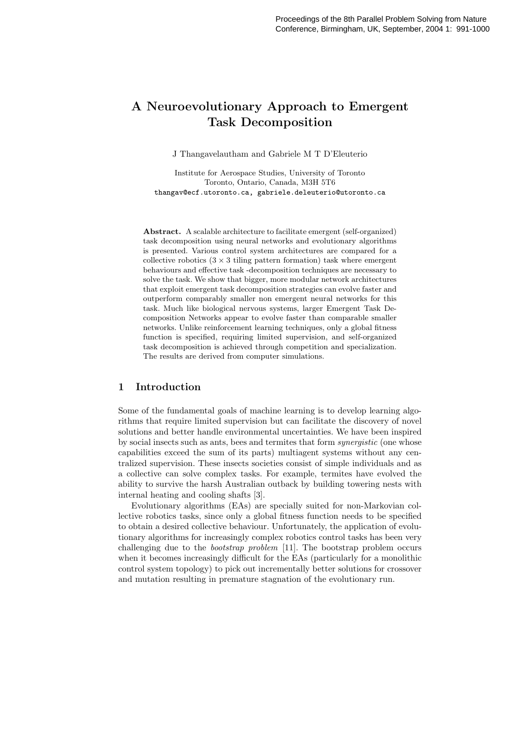Proceedings of the 8th Parallel Problem Solving from Nature Conference, Birmingham, UK, September, 2004 1: 991-1000

# A Neuroevolutionary Approach to Emergent Task Decomposition

J Thangavelautham and Gabriele M T D'Eleuterio

Institute for Aerospace Studies, University of Toronto
Toronto, Ontario, Canada, M3H 5T6
thangav@ecf.utoronto.ca, gabriele.deleuterio@utoronto.ca

**Abstract.** A scalable architecture to facilitate emergent (self-organized) task decomposition using neural networks and evolutionary algorithms is presented. Various control system architectures are compared for a collective robotics ($3 \times 3$ tiling pattern formation) task where emergent behaviours and effective task -decomposition techniques are necessary to solve the task. We show that bigger, more modular network architectures that exploit emergent task decomposition strategies can evolve faster and outperform comparably smaller non emergent neural networks for this task. Much like biological nervous systems, larger Emergent Task Decomposition Networks appear to evolve faster than comparable smaller networks. Unlike reinforcement learning techniques, only a global fitness function is specified, requiring limited supervision, and self-organized task decomposition is achieved through competition and specialization. The results are derived from computer simulations.

## 1 Introduction

Some of the fundamental goals of machine learning is to develop learning algorithms that require limited supervision but can facilitate the discovery of novel solutions and better handle environmental uncertainties. We have been inspired by social insects such as ants, bees and termites that form *synergistic* (one whose capabilities exceed the sum of its parts) multiagent systems without any centralized supervision. These insects societies consist of simple individuals and as a collective can solve complex tasks. For example, termites have evolved the ability to survive the harsh Australian outback by building towering nests with internal heating and cooling shafts [3].

Evolutionary algorithms (EAs) are specially suited for non-Markovian collective robotics tasks, since only a global fitness function needs to be specified to obtain a desired collective behaviour. Unfortunately, the application of evolutionary algorithms for increasingly complex robotics control tasks has been very challenging due to the *bootstrap problem* [11]. The bootstrap problem occurs when it becomes increasingly difficult for the EAs (particularly for a monolithic control system topology) to pick out incrementally better solutions for crossover and mutation resulting in premature stagnation of the evolutionary run.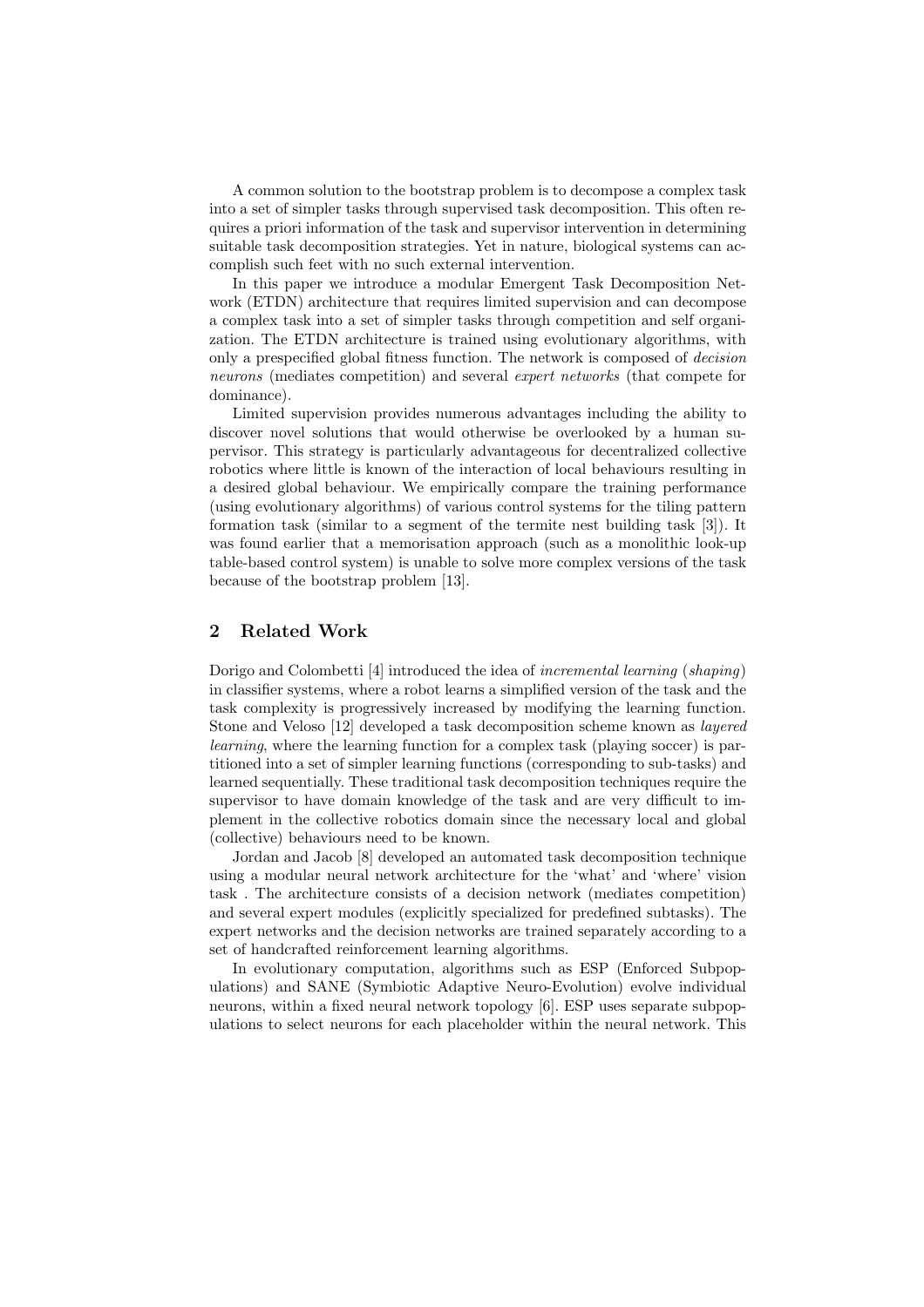A common solution to the bootstrap problem is to decompose a complex task into a set of simpler tasks through supervised task decomposition. This often requires a priori information of the task and supervisor intervention in determining suitable task decomposition strategies. Yet in nature, biological systems can accomplish such feet with no such external intervention.

In this paper we introduce a modular Emergent Task Decomposition Network (ETDN) architecture that requires limited supervision and can decompose a complex task into a set of simpler tasks through competition and self organization. The ETDN architecture is trained using evolutionary algorithms, with only a prespecified global fitness function. The network is composed of *decision neurons* (mediates competition) and several *expert networks* (that compete for dominance).

Limited supervision provides numerous advantages including the ability to discover novel solutions that would otherwise be overlooked by a human supervisor. This strategy is particularly advantageous for decentralized collective robotics where little is known of the interaction of local behaviours resulting in a desired global behaviour. We empirically compare the training performance (using evolutionary algorithms) of various control systems for the tiling pattern formation task (similar to a segment of the termite nest building task [3]). It was found earlier that a memorisation approach (such as a monolithic look-up table-based control system) is unable to solve more complex versions of the task because of the bootstrap problem [13].

## 2 Related Work

Dorigo and Colombetti [4] introduced the idea of *incremental learning* (*shaping*) in classifier systems, where a robot learns a simplified version of the task and the task complexity is progressively increased by modifying the learning function. Stone and Veloso [12] developed a task decomposition scheme known as *layered learning*, where the learning function for a complex task (playing soccer) is partitioned into a set of simpler learning functions (corresponding to sub-tasks) and learned sequentially. These traditional task decomposition techniques require the supervisor to have domain knowledge of the task and are very difficult to implement in the collective robotics domain since the necessary local and global (collective) behaviours need to be known.

Jordan and Jacob [8] developed an automated task decomposition technique using a modular neural network architecture for the 'what' and 'where' vision task . The architecture consists of a decision network (mediates competition) and several expert modules (explicitly specialized for predefined subtasks). The expert networks and the decision networks are trained separately according to a set of handcrafted reinforcement learning algorithms.

In evolutionary computation, algorithms such as ESP (Enforced Subpopulations) and SANE (Symbiotic Adaptive Neuro-Evolution) evolve individual neurons, within a fixed neural network topology [6]. ESP uses separate subpopulations to select neurons for each placeholder within the neural network. This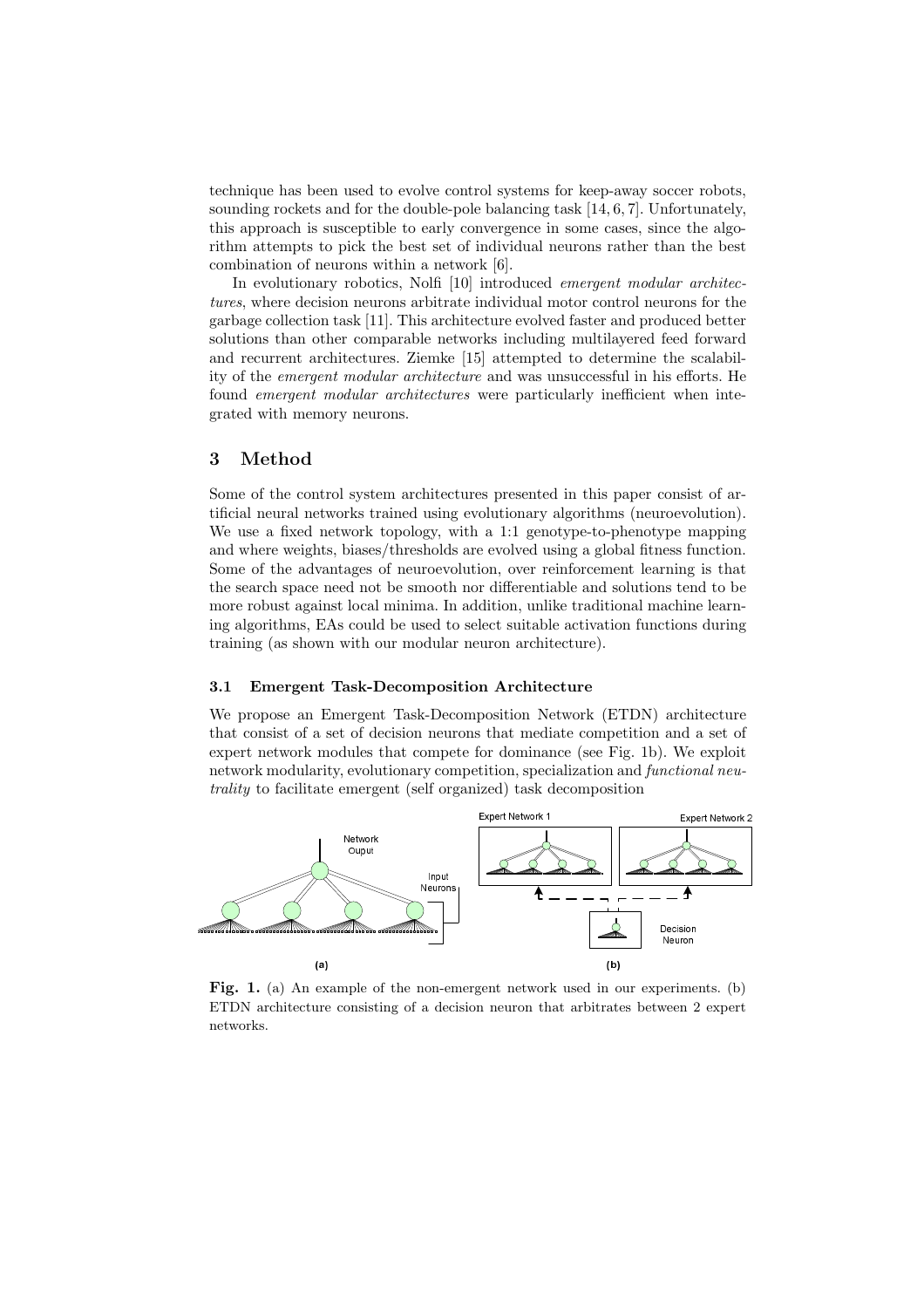technique has been used to evolve control systems for keep-away soccer robots, sounding rockets and for the double-pole balancing task [14, 6, 7]. Unfortunately, this approach is susceptible to early convergence in some cases, since the algorithm attempts to pick the best set of individual neurons rather than the best combination of neurons within a network [6].

In evolutionary robotics, Nolfi [10] introduced *emergent modular architectures*, where decision neurons arbitrate individual motor control neurons for the garbage collection task [11]. This architecture evolved faster and produced better solutions than other comparable networks including multilayered feed forward and recurrent architectures. Ziemke [15] attempted to determine the scalability of the *emergent modular architecture* and was unsuccessful in his efforts. He found *emergent modular architectures* were particularly inefficient when integrated with memory neurons.

## 3 Method

Some of the control system architectures presented in this paper consist of artificial neural networks trained using evolutionary algorithms (neuroevolution). We use a fixed network topology, with a 1:1 genotype-to-phenotype mapping and where weights, biases/thresholds are evolved using a global fitness function. Some of the advantages of neuroevolution, over reinforcement learning is that the search space need not be smooth nor differentiable and solutions tend to be more robust against local minima. In addition, unlike traditional machine learning algorithms, EAs could be used to select suitable activation functions during training (as shown with our modular neuron architecture).

### 3.1 Emergent Task-Decomposition Architecture

We propose an Emergent Task-Decomposition Network (ETDN) architecture that consist of a set of decision neurons that mediate competition and a set of expert network modules that compete for dominance (see Fig. 1b). We exploit network modularity, evolutionary competition, specialization and *functional neutrality* to facilitate emergent (self organized) task decomposition

**Fig. 1.** (a) An example of the non-emergent network used in our experiments. (b) ETDN architecture consisting of a decision neuron that arbitrates between 2 expert networks.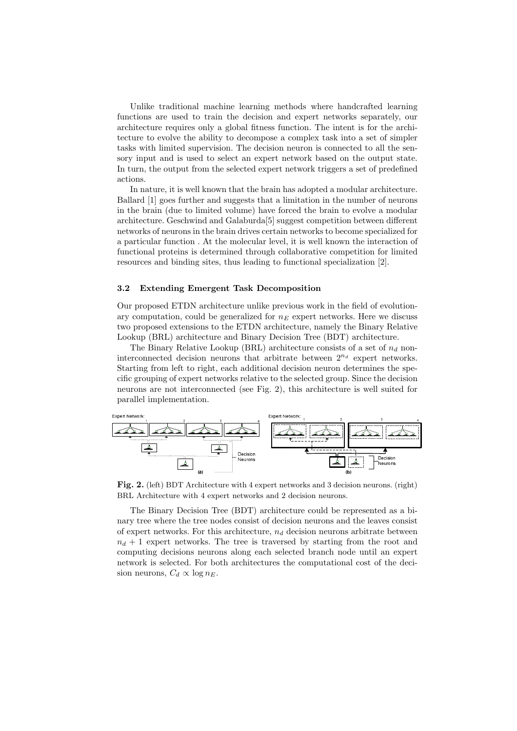Unlike traditional machine learning methods where handcrafted learning functions are used to train the decision and expert networks separately, our architecture requires only a global fitness function. The intent is for the architecture to evolve the ability to decompose a complex task into a set of simpler tasks with limited supervision. The decision neuron is connected to all the sensory input and is used to select an expert network based on the output state. In turn, the output from the selected expert network triggers a set of predefined actions.

In nature, it is well known that the brain has adopted a modular architecture. Ballard [1] goes further and suggests that a limitation in the number of neurons in the brain (due to limited volume) have forced the brain to evolve a modular architecture. Geschwind and Galaburda[5] suggest competition between different networks of neurons in the brain drives certain networks to become specialized for a particular function . At the molecular level, it is well known the interaction of functional proteins is determined through collaborative competition for limited resources and binding sites, thus leading to functional specialization [2].

### 3.2 Extending Emergent Task Decomposition

Our proposed ETDN architecture unlike previous work in the field of evolutionary computation, could be generalized for $n_E$ expert networks. Here we discuss two proposed extensions to the ETDN architecture, namely the Binary Relative Lookup (BRL) architecture and Binary Decision Tree (BDT) architecture.

The Binary Relative Lookup (BRL) architecture consists of a set of $n_d$ non-interconnected decision neurons that arbitrate between $2^{n_d}$ expert networks. Starting from left to right, each additional decision neuron determines the specific grouping of expert networks relative to the selected group. Since the decision neurons are not interconnected (see Fig. 2), this architecture is well suited for parallel implementation.

Expert Network: 1 2 3 4
Decision Neurons
(a)

Expert Network: 1 2 3 4
Decision Neurons
(b)

**Fig. 2.** (left) BDT Architecture with 4 expert networks and 3 decision neurons. (right) BRL Architecture with 4 expert networks and 2 decision neurons.

The Binary Decision Tree (BDT) architecture could be represented as a binary tree where the tree nodes consist of decision neurons and the leaves consist of expert networks. For this architecture, $n_d$ decision neurons arbitrate between $n_d + 1$ expert networks. The tree is traversed by starting from the root and computing decisions neurons along each selected branch node until an expert network is selected. For both architectures the computational cost of the decision neurons, $C_d \propto \log n_E$.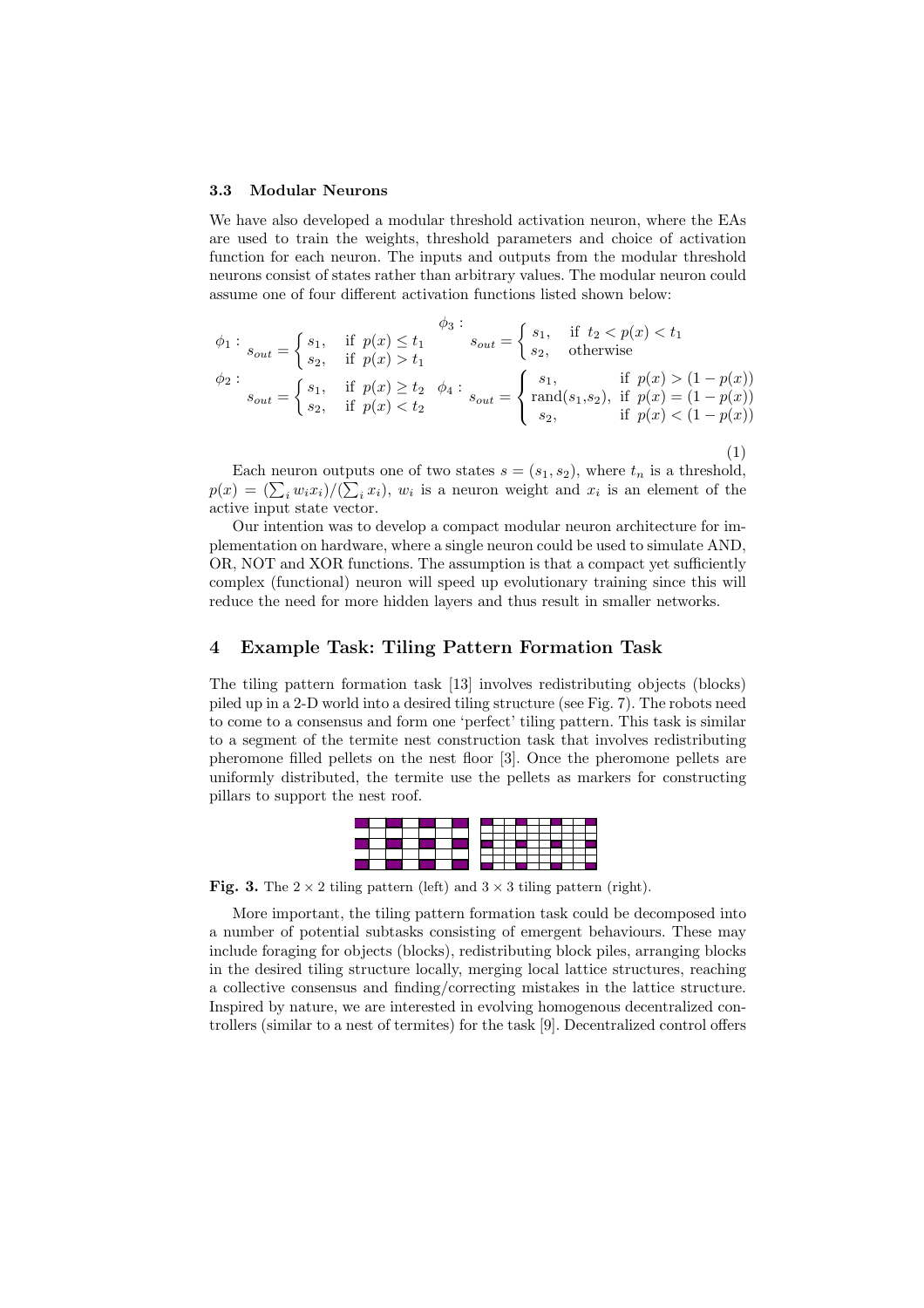### 3.3 Modular Neurons

We have also developed a modular threshold activation neuron, where the EAs are used to train the weights, threshold parameters and choice of activation function for each neuron. The inputs and outputs from the modular threshold neurons consist of states rather than arbitrary values. The modular neuron could assume one of four different activation functions listed shown below:

$$\phi_1: \quad s_{out} = \begin{cases} s_1, & \text{if } p(x) \leq t_1 \\ s_2, & \text{if } p(x) > t_1 \end{cases} \qquad \phi_3: \quad s_{out} = \begin{cases} s_1, & \text{if } t_2 < p(x) < t_1 \\ s_2, & \text{otherwise} \end{cases}$$

$$\phi_2: \quad s_{out} = \begin{cases} s_1, & \text{if } p(x) \geq t_2 \\ s_2, & \text{if } p(x) < t_2 \end{cases} \qquad \phi_4: \quad s_{out} = \begin{cases} s_1, & \text{if } p(x) > (1 - p(x)) \\ \text{rand}(s_1,s_2), & \text{if } p(x) = (1 - p(x)) \\ s_2, & \text{if } p(x) < (1 - p(x)) \end{cases} \tag{1}$$

Each neuron outputs one of two states $s = (s_1, s_2)$, where $t_n$ is a threshold, $p(x) = (\sum_i w_i x_i)/(\sum_i x_i)$, $w_i$ is a neuron weight and $x_i$ is an element of the active input state vector.

Our intention was to develop a compact modular neuron architecture for implementation on hardware, where a single neuron could be used to simulate AND, OR, NOT and XOR functions. The assumption is that a compact yet sufficiently complex (functional) neuron will speed up evolutionary training since this will reduce the need for more hidden layers and thus result in smaller networks.

## 4 Example Task: Tiling Pattern Formation Task

The tiling pattern formation task [13] involves redistributing objects (blocks) piled up in a 2-D world into a desired tiling structure (see Fig. 7). The robots need to come to a consensus and form one 'perfect' tiling pattern. This task is similar to a segment of the termite nest construction task that involves redistributing pheromone filled pellets on the nest floor [3]. Once the pheromone pellets are uniformly distributed, the termite use the pellets as markers for constructing pillars to support the nest roof.

**Fig. 3.** The $2 \times 2$ tiling pattern (left) and $3 \times 3$ tiling pattern (right).

More important, the tiling pattern formation task could be decomposed into a number of potential subtasks consisting of emergent behaviours. These may include foraging for objects (blocks), redistributing block piles, arranging blocks in the desired tiling structure locally, merging local lattice structures, reaching a collective consensus and finding/correcting mistakes in the lattice structure. Inspired by nature, we are interested in evolving homogenous decentralized controllers (similar to a nest of termites) for the task [9]. Decentralized control offers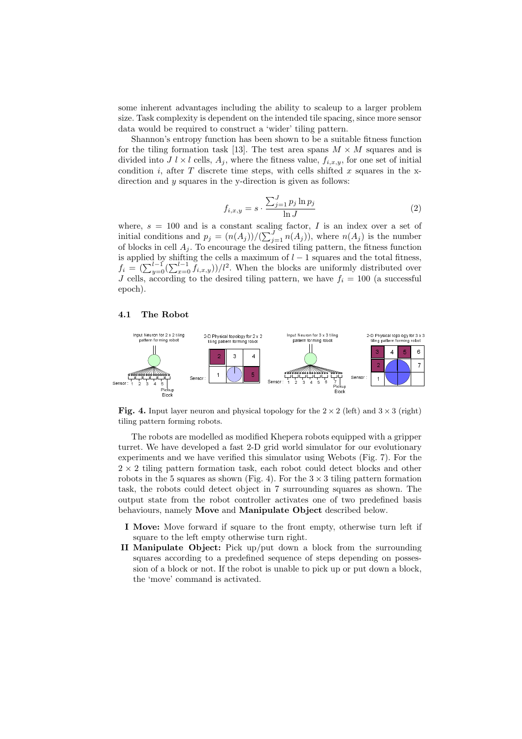some inherent advantages including the ability to scaleup to a larger problem size. Task complexity is dependent on the intended tile spacing, since more sensor data would be required to construct a 'wider' tiling pattern.

Shannon's entropy function has been shown to be a suitable fitness function for the tiling formation task [13]. The test area spans $M \times M$ squares and is divided into $J$ $l \times l$ cells, $A_j$, where the fitness value, $f_{i,x,y}$, for one set of initial condition $i$, after $T$ discrete time steps, with cells shifted $x$ squares in the x-direction and $y$ squares in the y-direction is given as follows:

$$f_{i,x,y} = s \cdot \frac{\sum_{j=1}^{J} p_j \ln p_j}{\ln J} \tag{2}$$

where, $s = 100$ and is a constant scaling factor, $I$ is an index over a set of initial conditions and $p_j = (n(A_j))/(\sum_{j=1}^{J} n(A_j))$, where $n(A_j)$ is the number of blocks in cell $A_j$. To encourage the desired tiling pattern, the fitness function is applied by shifting the cells a maximum of $l-1$ squares and the total fitness, $f_i = (\sum_{y=0}^{l-1}(\sum_{x=0}^{l-1} f_{i,x,y}))/l^2$. When the blocks are uniformly distributed over $J$ cells, according to the desired tiling pattern, we have $f_i = 100$ (a successful epoch).

### 4.1 The Robot

Input Neuron for 2 x 2 tiling pattern forming robot

Sensor : 1 2 3 4 5 Pickup Block

2-D Physical topology for 2 x 2 tiling pattern forming robot

2 3 4
Sensor : 1 5

Input Neuron for 3 x 3 tiling pattern forming robot

Sensor : 1 2 3 4 5 6 7 Pickup Block

2-D Physical topology for 3 x 3 tiling pattern forming robot

3 4 5 6
2 7
Sensor : 1

**Fig. 4.** Input layer neuron and physical topology for the $2 \times 2$ (left) and $3 \times 3$ (right) tiling pattern forming robots.

The robots are modelled as modified Khepera robots equipped with a gripper turret. We have developed a fast 2-D grid world simulator for our evolutionary experiments and we have verified this simulator using Webots (Fig. 7). For the $2 \times 2$ tiling pattern formation task, each robot could detect blocks and other robots in the 5 squares as shown (Fig. 4). For the $3 \times 3$ tiling pattern formation task, the robots could detect object in 7 surrounding squares as shown. The output state from the robot controller activates one of two predefined basis behaviours, namely **Move** and **Manipulate Object** described below.

- **I Move:** Move forward if square to the front empty, otherwise turn left if square to the left empty otherwise turn right.
- **II Manipulate Object:** Pick up/put down a block from the surrounding squares according to a predefined sequence of steps depending on possession of a block or not. If the robot is unable to pick up or put down a block, the 'move' command is activated.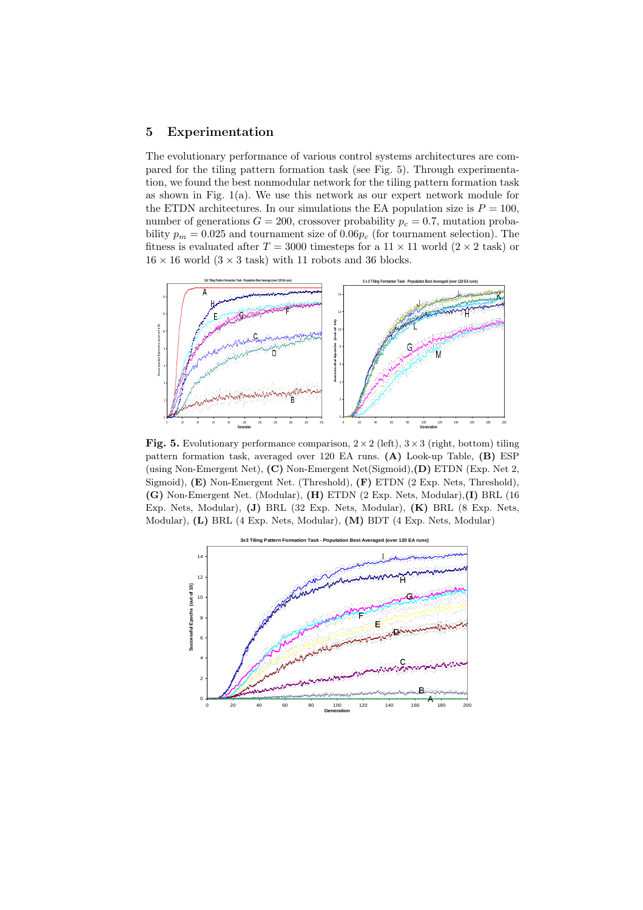## 5 Experimentation

The evolutionary performance of various control systems architectures are compared for the tiling pattern formation task (see Fig. 5). Through experimentation, we found the best nonmodular network for the tiling pattern formation task as shown in Fig. 1(a). We use this network as our expert network module for the ETDN architectures. In our simulations the EA population size is $P = 100$, number of generations $G = 200$, crossover probability $p_c = 0.7$, mutation probability $p_m = 0.025$ and tournament size of $0.06p_c$ (for tournament selection). The fitness is evaluated after $T = 3000$ timesteps for a $11 \times 11$ world ($2 \times 2$ task) or $16 \times 16$ world ($3 \times 3$ task) with 11 robots and 36 blocks.

2x2 Tiling Pattern Formation Task - Population Best Average (over 120 EA runs)

Successful Epochs (out of 15)

Generation

3 x 3 Tiling Formation Task - Population Best Averaged (over 120 EA runs)

Successful Epochs (out of 15)

Generation

**Fig. 5.** Evolutionary performance comparison, $2 \times 2$ (left), $3 \times 3$ (right, bottom) tiling pattern formation task, averaged over 120 EA runs. **(A)** Look-up Table, **(B)** ESP (using Non-Emergent Net), **(C)** Non-Emergent Net(Sigmoid),**(D)** ETDN (Exp. Net 2, Sigmoid), **(E)** Non-Emergent Net. (Threshold), **(F)** ETDN (2 Exp. Nets, Threshold), **(G)** Non-Emergent Net. (Modular), **(H)** ETDN (2 Exp. Nets, Modular),**(I)** BRL (16 Exp. Nets, Modular), **(J)** BRL (32 Exp. Nets, Modular), **(K)** BRL (8 Exp. Nets, Modular), **(L)** BRL (4 Exp. Nets, Modular), **(M)** BDT (4 Exp. Nets, Modular)

3x3 Tiling Pattern Formation Task - Population Best Averaged (over 120 EA runs)

Successful Epochs (out of 15)

Generation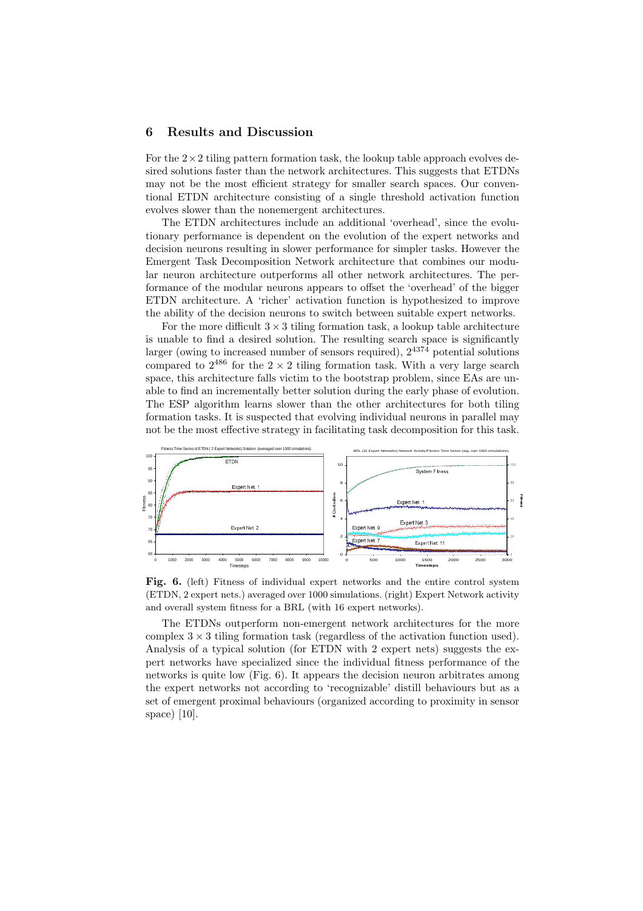## 6 Results and Discussion

For the $2 \times 2$ tiling pattern formation task, the lookup table approach evolves desired solutions faster than the network architectures. This suggests that ETDNs may not be the most efficient strategy for smaller search spaces. Our conventional ETDN architecture consisting of a single threshold activation function evolves slower than the nonemergent architectures.

The ETDN architectures include an additional 'overhead', since the evolutionary performance is dependent on the evolution of the expert networks and decision neurons resulting in slower performance for simpler tasks. However the Emergent Task Decomposition Network architecture that combines our modular neuron architecture outperforms all other network architectures. The performance of the modular neurons appears to offset the 'overhead' of the bigger ETDN architecture. A 'richer' activation function is hypothesized to improve the ability of the decision neurons to switch between suitable expert networks.

For the more difficult $3 \times 3$ tiling formation task, a lookup table architecture is unable to find a desired solution. The resulting search space is significantly larger (owing to increased number of sensors required), $2^{4374}$ potential solutions compared to $2^{486}$ for the $2 \times 2$ tiling formation task. With a very large search space, this architecture falls victim to the bootstrap problem, since EAs are unable to find an incrementally better solution during the early phase of evolution. The ESP algorithm learns slower than the other architectures for both tiling formation tasks. It is suspected that evolving individual neurons in parallel may not be the most effective strategy in facilitating task decomposition for this task.

Fitness Time Series of ETDN ( 2 Expert Networks) Solution (averaged over 1000 simulations)
ETDN
Expert Net 1
Expert Net 2
Fitness
Timesteps
0 1000 2000 3000 4000 5000 6000 7000 8000 9000 10000
60 65 70 75 80 85 90 95 100

BRL (16 Expert Networks) Network Activity/Fitness Time Series (avg. over 1000 simulations)
System Fitness
Expert Net 1
Expert Net 3
Expert Net 9
Expert Net 7
Expert Net 11
# Controllers
Fitness
Timesteps
0 500 1000 1500 2000 2500 3000
0 2 4 6 8 10
0 20 40 60 80 100

**Fig. 6.** (left) Fitness of individual expert networks and the entire control system (ETDN, 2 expert nets.) averaged over 1000 simulations. (right) Expert Network activity and overall system fitness for a BRL (with 16 expert networks).

The ETDNs outperform non-emergent network architectures for the more complex $3 \times 3$ tiling formation task (regardless of the activation function used). Analysis of a typical solution (for ETDN with 2 expert nets) suggests the expert networks have specialized since the individual fitness performance of the networks is quite low (Fig. 6). It appears the decision neuron arbitrates among the expert networks not according to 'recognizable' distill behaviours but as a set of emergent proximal behaviours (organized according to proximity in sensor space) [10].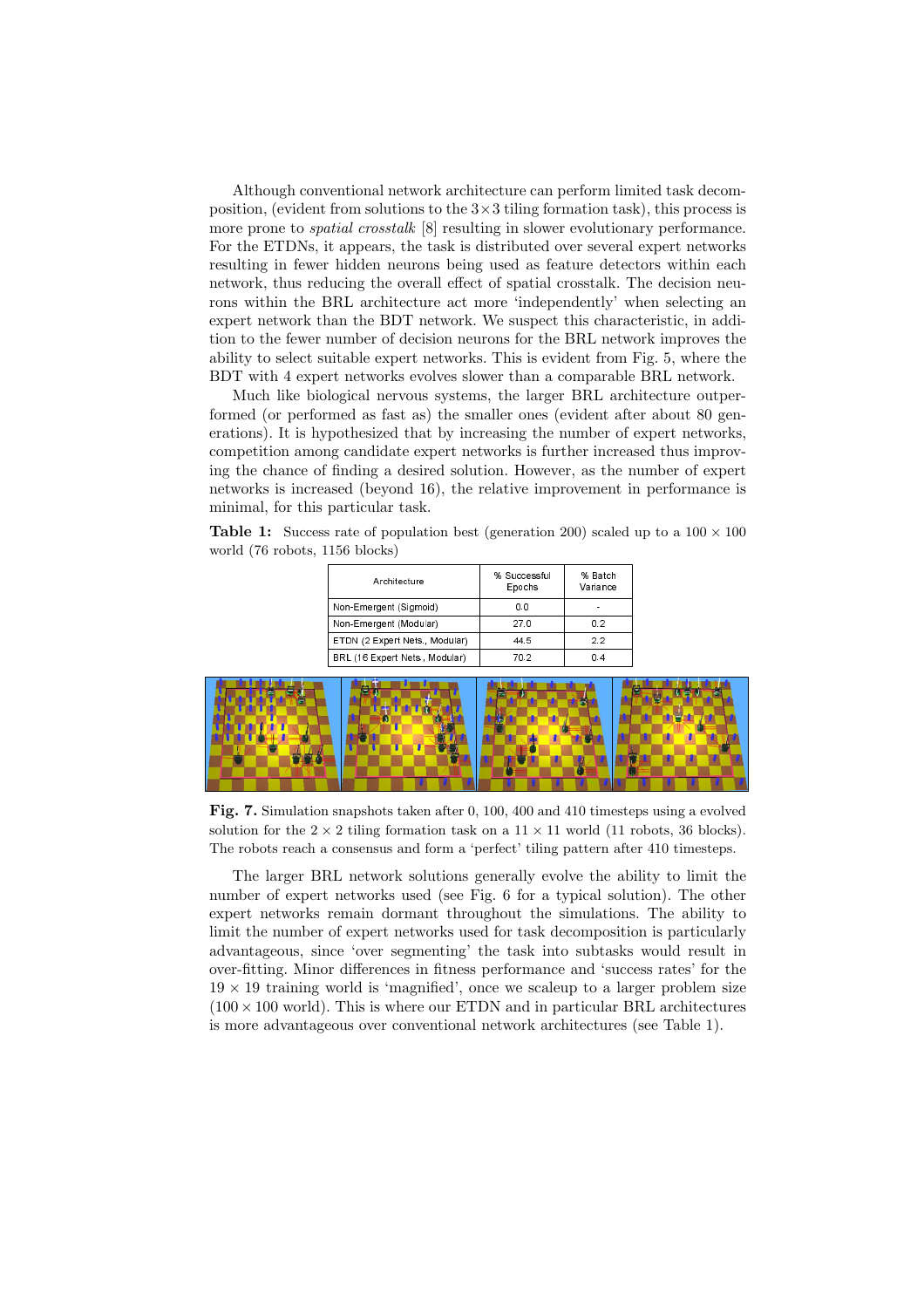Although conventional network architecture can perform limited task decomposition, (evident from solutions to the $3\times3$ tiling formation task), this process is more prone to *spatial crosstalk* [8] resulting in slower evolutionary performance. For the ETDNs, it appears, the task is distributed over several expert networks resulting in fewer hidden neurons being used as feature detectors within each network, thus reducing the overall effect of spatial crosstalk. The decision neurons within the BRL architecture act more 'independently' when selecting an expert network than the BDT network. We suspect this characteristic, in addition to the fewer number of decision neurons for the BRL network improves the ability to select suitable expert networks. This is evident from Fig. 5, where the BDT with 4 expert networks evolves slower than a comparable BRL network.

Much like biological nervous systems, the larger BRL architecture outperformed (or performed as fast as) the smaller ones (evident after about 80 generations). It is hypothesized that by increasing the number of expert networks, competition among candidate expert networks is further increased thus improving the chance of finding a desired solution. However, as the number of expert networks is increased (beyond 16), the relative improvement in performance is minimal, for this particular task.

**Table 1:** Success rate of population best (generation 200) scaled up to a $100 \times 100$ world (76 robots, 1156 blocks)

| Architecture | % Successful Epochs | % Batch Variance |
|---|---|---|
| Non-Emergent (Sigmoid) | 0.0 | - |
| Non-Emergent (Modular) | 27.0 | 0.2 |
| ETDN (2 Expert Nets., Modular) | 44.5 | 2.2 |
| BRL (16 Expert Nets., Modular) | 70.2 | 0.4 |

**Fig. 7.** Simulation snapshots taken after 0, 100, 400 and 410 timesteps using a evolved solution for the $2 \times 2$ tiling formation task on a $11 \times 11$ world (11 robots, 36 blocks). The robots reach a consensus and form a 'perfect' tiling pattern after 410 timesteps.

The larger BRL network solutions generally evolve the ability to limit the number of expert networks used (see Fig. 6 for a typical solution). The other expert networks remain dormant throughout the simulations. The ability to limit the number of expert networks used for task decomposition is particularly advantageous, since 'over segmenting' the task into subtasks would result in over-fitting. Minor differences in fitness performance and 'success rates' for the $19 \times 19$ training world is 'magnified', once we scaleup to a larger problem size ($100 \times 100$ world). This is where our ETDN and in particular BRL architectures is more advantageous over conventional network architectures (see Table 1).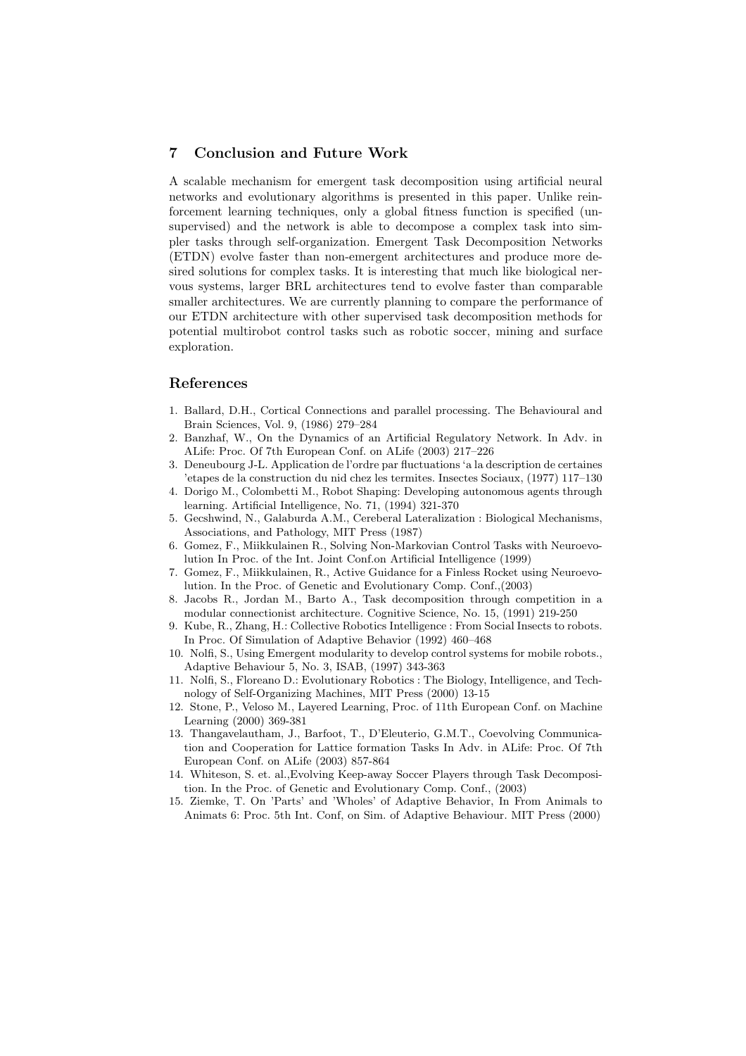## 7 Conclusion and Future Work

A scalable mechanism for emergent task decomposition using artificial neural networks and evolutionary algorithms is presented in this paper. Unlike reinforcement learning techniques, only a global fitness function is specified (unsupervised) and the network is able to decompose a complex task into simpler tasks through self-organization. Emergent Task Decomposition Networks (ETDN) evolve faster than non-emergent architectures and produce more desired solutions for complex tasks. It is interesting that much like biological nervous systems, larger BRL architectures tend to evolve faster than comparable smaller architectures. We are currently planning to compare the performance of our ETDN architecture with other supervised task decomposition methods for potential multirobot control tasks such as robotic soccer, mining and surface exploration.

## References

1. Ballard, D.H., Cortical Connections and parallel processing. The Behavioural and Brain Sciences, Vol. 9, (1986) 279–284
2. Banzhaf, W., On the Dynamics of an Artificial Regulatory Network. In Adv. in ALife: Proc. Of 7th European Conf. on ALife (2003) 217–226
3. Deneubourg J-L. Application de l'ordre par fluctuations 'a la description de certaines 'etapes de la construction du nid chez les termites. Insectes Sociaux, (1977) 117–130
4. Dorigo M., Colombetti M., Robot Shaping: Developing autonomous agents through learning. Artificial Intelligence, No. 71, (1994) 321-370
5. Gecshwind, N., Galaburda A.M., Cereberal Lateralization : Biological Mechanisms, Associations, and Pathology, MIT Press (1987)
6. Gomez, F., Miikkulainen R., Solving Non-Markovian Control Tasks with Neuroevolution In Proc. of the Int. Joint Conf.on Artificial Intelligence (1999)
7. Gomez, F., Miikkulainen, R., Active Guidance for a Finless Rocket using Neuroevolution. In the Proc. of Genetic and Evolutionary Comp. Conf.,(2003)
8. Jacobs R., Jordan M., Barto A., Task decomposition through competition in a modular connectionist architecture. Cognitive Science, No. 15, (1991) 219-250
9. Kube, R., Zhang, H.: Collective Robotics Intelligence : From Social Insects to robots. In Proc. Of Simulation of Adaptive Behavior (1992) 460–468
10. Nolfi, S., Using Emergent modularity to develop control systems for mobile robots., Adaptive Behaviour 5, No. 3, ISAB, (1997) 343-363
11. Nolfi, S., Floreano D.: Evolutionary Robotics : The Biology, Intelligence, and Technology of Self-Organizing Machines, MIT Press (2000) 13-15
12. Stone, P., Veloso M., Layered Learning, Proc. of 11th European Conf. on Machine Learning (2000) 369-381
13. Thangavelautham, J., Barfoot, T., D'Eleuterio, G.M.T., Coevolving Communication and Cooperation for Lattice formation Tasks In Adv. in ALife: Proc. Of 7th European Conf. on ALife (2003) 857-864
14. Whiteson, S. et. al.,Evolving Keep-away Soccer Players through Task Decomposition. In the Proc. of Genetic and Evolutionary Comp. Conf., (2003)
15. Ziemke, T. On 'Parts' and 'Wholes' of Adaptive Behavior, In From Animals to Animats 6: Proc. 5th Int. Conf, on Sim. of Adaptive Behaviour. MIT Press (2000)